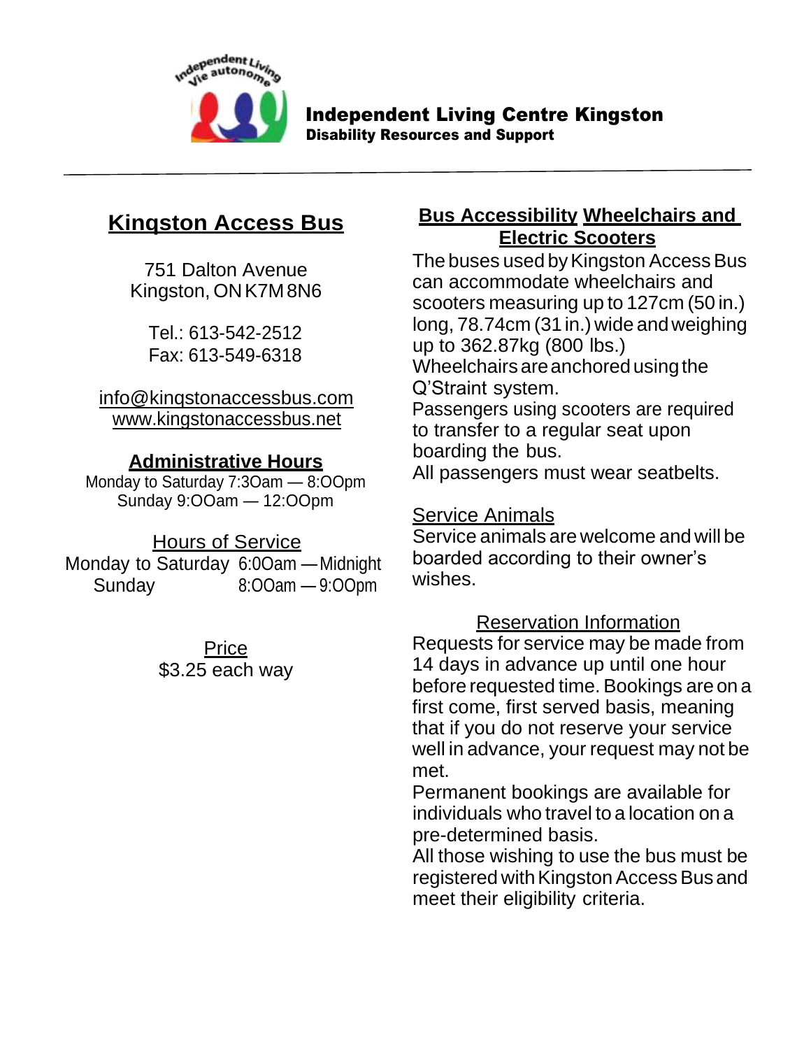**Independent Living Centre Kingston**
**Disability Resources and Support**

---

## Kingston Access Bus

751 Dalton Avenue
Kingston, ON K7M 8N6

Tel.: 613-542-2512
Fax: 613-549-6318

info@kingstonaccessbus.com
www.kingstonaccessbus.net

### Administrative Hours

Monday to Saturday 7:30am — 8:00pm
Sunday 9:00am — 12:00pm

### Hours of Service

Monday to Saturday 6:00am — Midnight
Sunday 8:00am — 9:00pm

### Price

$3.25 each way

### Bus Accessibility Wheelchairs and Electric Scooters

The buses used by Kingston Access Bus can accommodate wheelchairs and scooters measuring up to 127cm (50 in.) long, 78.74cm (31 in.) wide and weighing up to 362.87kg (800 lbs.)
Wheelchairs are anchored using the Q'Straint system.
Passengers using scooters are required to transfer to a regular seat upon boarding the bus.
All passengers must wear seatbelts.

### Service Animals

Service animals are welcome and will be boarded according to their owner's wishes.

### Reservation Information

Requests for service may be made from 14 days in advance up until one hour before requested time. Bookings are on a first come, first served basis, meaning that if you do not reserve your service well in advance, your request may not be met.
Permanent bookings are available for individuals who travel to a location on a pre-determined basis.
All those wishing to use the bus must be registered with Kingston Access Bus and meet their eligibility criteria.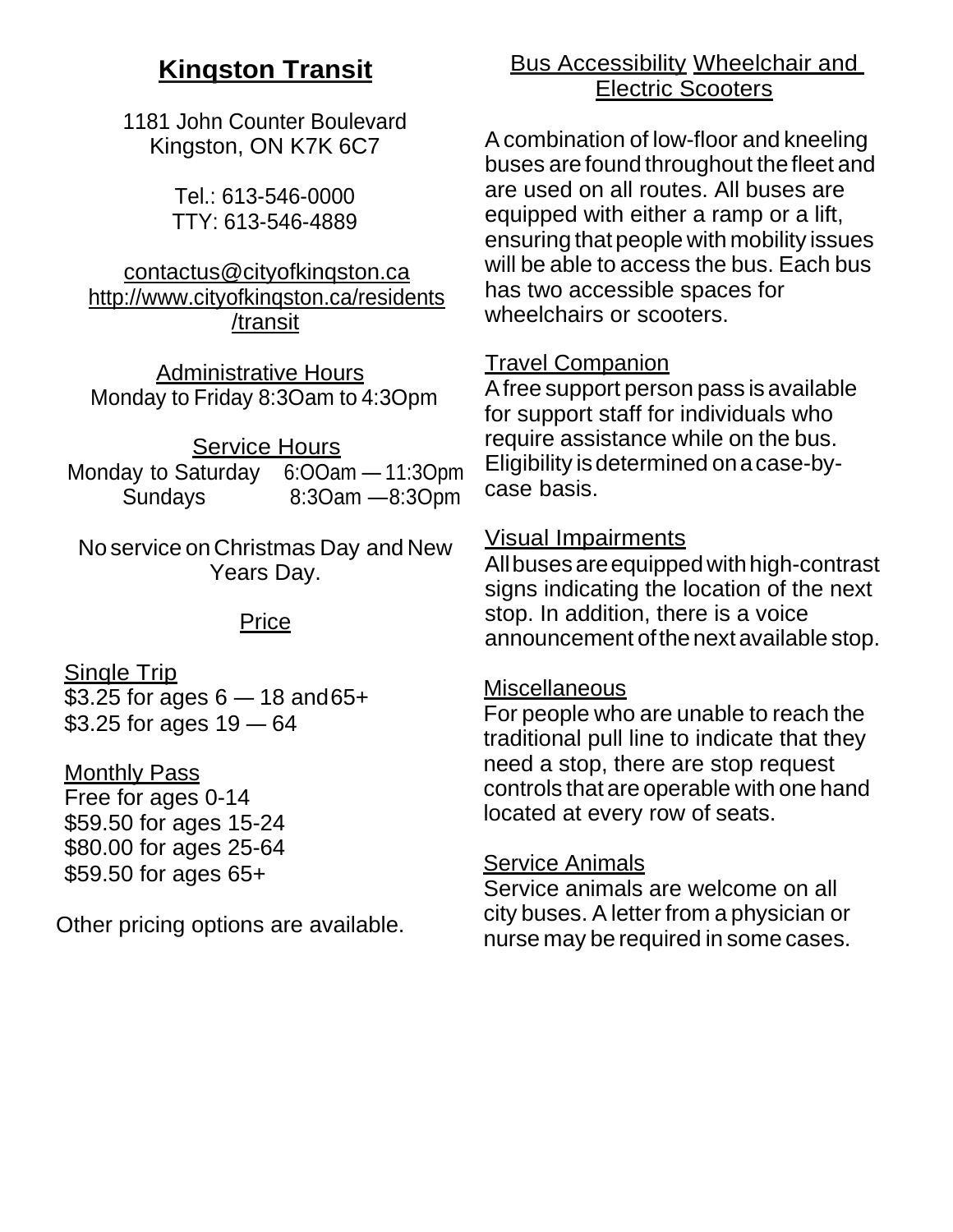## **Kingston Transit**

1181 John Counter Boulevard
Kingston, ON K7K 6C7

Tel.: 613-546-0000
TTY: 613-546-4889

contactus@cityofkingston.ca
http://www.cityofkingston.ca/residents/transit

### Administrative Hours

Monday to Friday 8:30am to 4:30pm

### Service Hours

| | |
|---|---|
| Monday to Saturday | 6:00am — 11:30pm |
| Sundays | 8:30am —8:30pm |

No service on Christmas Day and New Years Day.

### Price

**Single Trip**

$3.25 for ages 6 — 18 and 65+
$3.25 for ages 19 — 64

**Monthly Pass**

Free for ages 0-14
$59.50 for ages 15-24
$80.00 for ages 25-64
$59.50 for ages 65+

Other pricing options are available.

### Bus Accessibility Wheelchair and Electric Scooters

A combination of low-floor and kneeling buses are found throughout the fleet and are used on all routes. All buses are equipped with either a ramp or a lift, ensuring that people with mobility issues will be able to access the bus. Each bus has two accessible spaces for wheelchairs or scooters.

### Travel Companion

A free support person pass is available for support staff for individuals who require assistance while on the bus. Eligibility is determined on a case-by-case basis.

### Visual Impairments

All buses are equipped with high-contrast signs indicating the location of the next stop. In addition, there is a voice announcement of the next available stop.

### Miscellaneous

For people who are unable to reach the traditional pull line to indicate that they need a stop, there are stop request controls that are operable with one hand located at every row of seats.

### Service Animals

Service animals are welcome on all city buses. A letter from a physician or nurse may be required in some cases.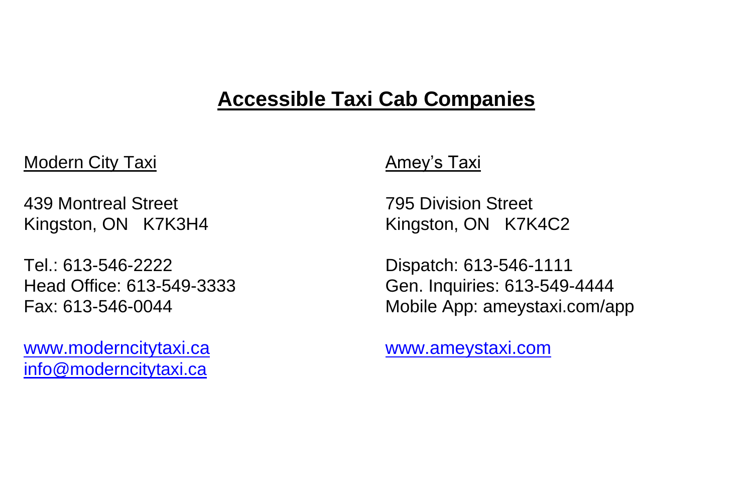# Accessible Taxi Cab Companies

Modern City Taxi

439 Montreal Street
Kingston, ON K7K3H4

Tel.: 613-546-2222
Head Office: 613-549-3333
Fax: 613-546-0044

www.moderncitytaxi.ca
info@moderncitytaxi.ca

Amey's Taxi

795 Division Street
Kingston, ON K7K4C2

Dispatch: 613-546-1111
Gen. Inquiries: 613-549-4444
Mobile App: ameystaxi.com/app

www.ameystaxi.com